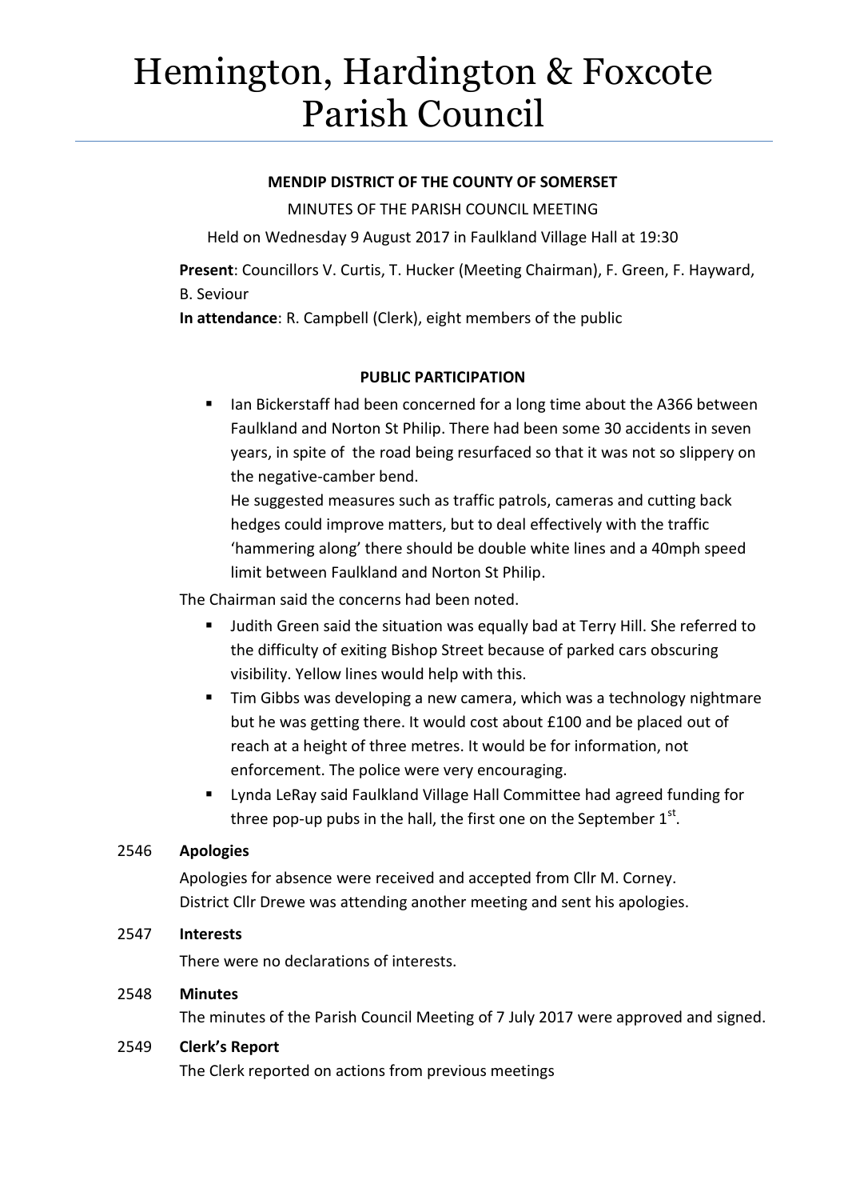# Hemington, Hardington & Foxcote Parish Council

**MENDIP DISTRICT OF THE COUNTY OF SOMERSET**

MINUTES OF THE PARISH COUNCIL MEETING

Held on Wednesday 9 August 2017 in Faulkland Village Hall at 19:30

**Present**: Councillors V. Curtis, T. Hucker (Meeting Chairman), F. Green, F. Hayward, B. Seviour

**In attendance**: R. Campbell (Clerk), eight members of the public

**PUBLIC PARTICIPATION**

- Ian Bickerstaff had been concerned for a long time about the A366 between Faulkland and Norton St Philip. There had been some 30 accidents in seven years, in spite of the road being resurfaced so that it was not so slippery on the negative-camber bend.

  He suggested measures such as traffic patrols, cameras and cutting back hedges could improve matters, but to deal effectively with the traffic 'hammering along' there should be double white lines and a 40mph speed limit between Faulkland and Norton St Philip.

The Chairman said the concerns had been noted.

- Judith Green said the situation was equally bad at Terry Hill. She referred to the difficulty of exiting Bishop Street because of parked cars obscuring visibility. Yellow lines would help with this.
- Tim Gibbs was developing a new camera, which was a technology nightmare but he was getting there. It would cost about £100 and be placed out of reach at a height of three metres. It would be for information, not enforcement. The police were very encouraging.
- Lynda LeRay said Faulkland Village Hall Committee had agreed funding for three pop-up pubs in the hall, the first one on the September 1st.

2546 **Apologies**

Apologies for absence were received and accepted from Cllr M. Corney.
District Cllr Drewe was attending another meeting and sent his apologies.

2547 **Interests**

There were no declarations of interests.

2548 **Minutes**

The minutes of the Parish Council Meeting of 7 July 2017 were approved and signed.

2549 **Clerk's Report**

The Clerk reported on actions from previous meetings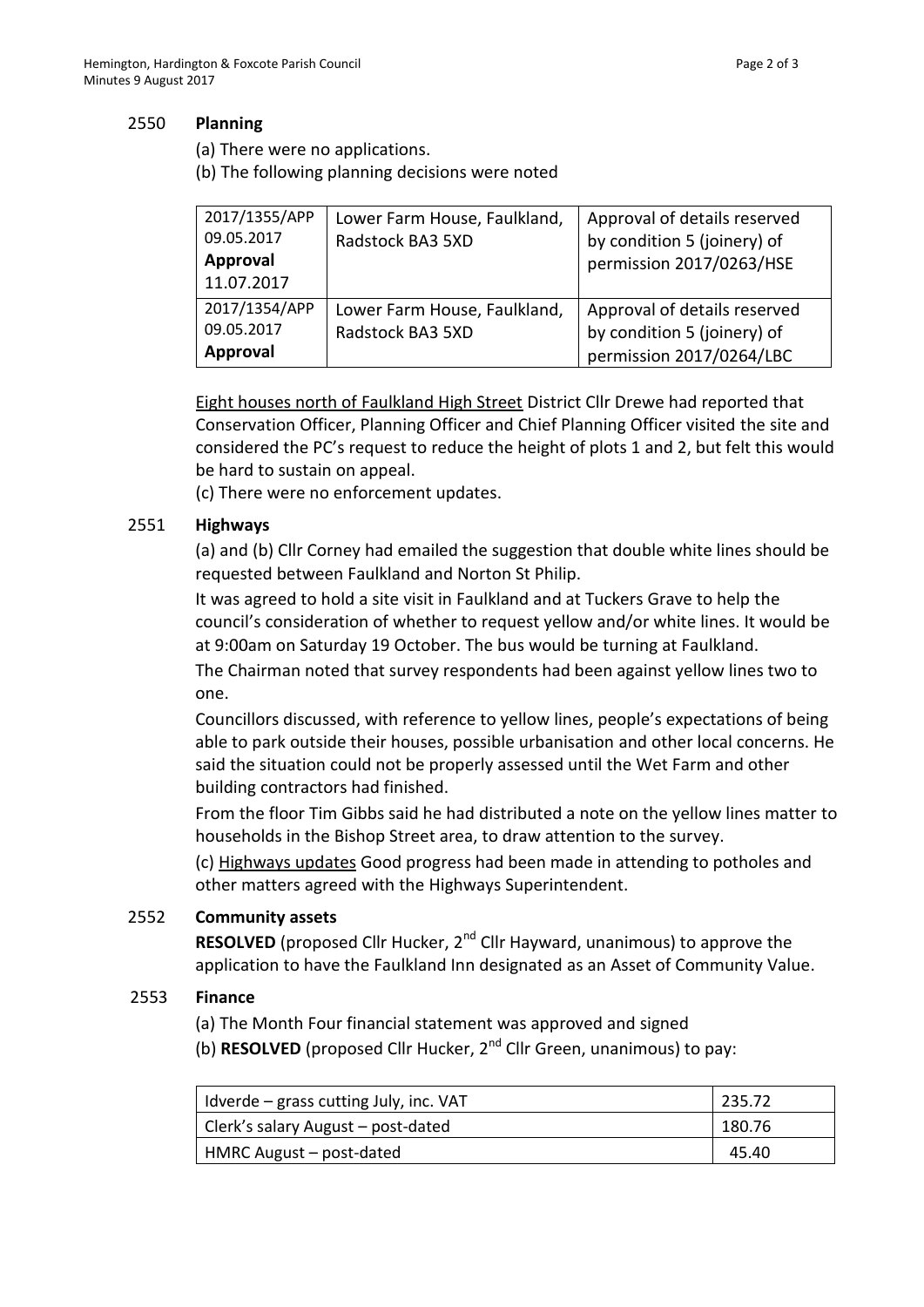## 2550 Planning

(a) There were no applications.

(b) The following planning decisions were noted

| | | |
|---|---|---|
| 2017/1355/APP 09.05.2017 **Approval** 11.07.2017 | Lower Farm House, Faulkland, Radstock BA3 5XD | Approval of details reserved by condition 5 (joinery) of permission 2017/0263/HSE |
| 2017/1354/APP 09.05.2017 **Approval** | Lower Farm House, Faulkland, Radstock BA3 5XD | Approval of details reserved by condition 5 (joinery) of permission 2017/0264/LBC |

Eight houses north of Faulkland High Street District Cllr Drewe had reported that Conservation Officer, Planning Officer and Chief Planning Officer visited the site and considered the PC's request to reduce the height of plots 1 and 2, but felt this would be hard to sustain on appeal.

(c) There were no enforcement updates.

## 2551 Highways

(a) and (b) Cllr Corney had emailed the suggestion that double white lines should be requested between Faulkland and Norton St Philip.

It was agreed to hold a site visit in Faulkland and at Tuckers Grave to help the council's consideration of whether to request yellow and/or white lines. It would be at 9:00am on Saturday 19 October. The bus would be turning at Faulkland.

The Chairman noted that survey respondents had been against yellow lines two to one.

Councillors discussed, with reference to yellow lines, people's expectations of being able to park outside their houses, possible urbanisation and other local concerns. He said the situation could not be properly assessed until the Wet Farm and other building contractors had finished.

From the floor Tim Gibbs said he had distributed a note on the yellow lines matter to households in the Bishop Street area, to draw attention to the survey.

(c) Highways updates Good progress had been made in attending to potholes and other matters agreed with the Highways Superintendent.

## 2552 Community assets

**RESOLVED** (proposed Cllr Hucker, 2nd Cllr Hayward, unanimous) to approve the application to have the Faulkland Inn designated as an Asset of Community Value.

## 2553 Finance

(a) The Month Four financial statement was approved and signed

(b) **RESOLVED** (proposed Cllr Hucker, 2nd Cllr Green, unanimous) to pay:

| | |
|---|---|
| Idverde – grass cutting July, inc. VAT | 235.72 |
| Clerk's salary August – post-dated | 180.76 |
| HMRC August – post-dated | 45.40 |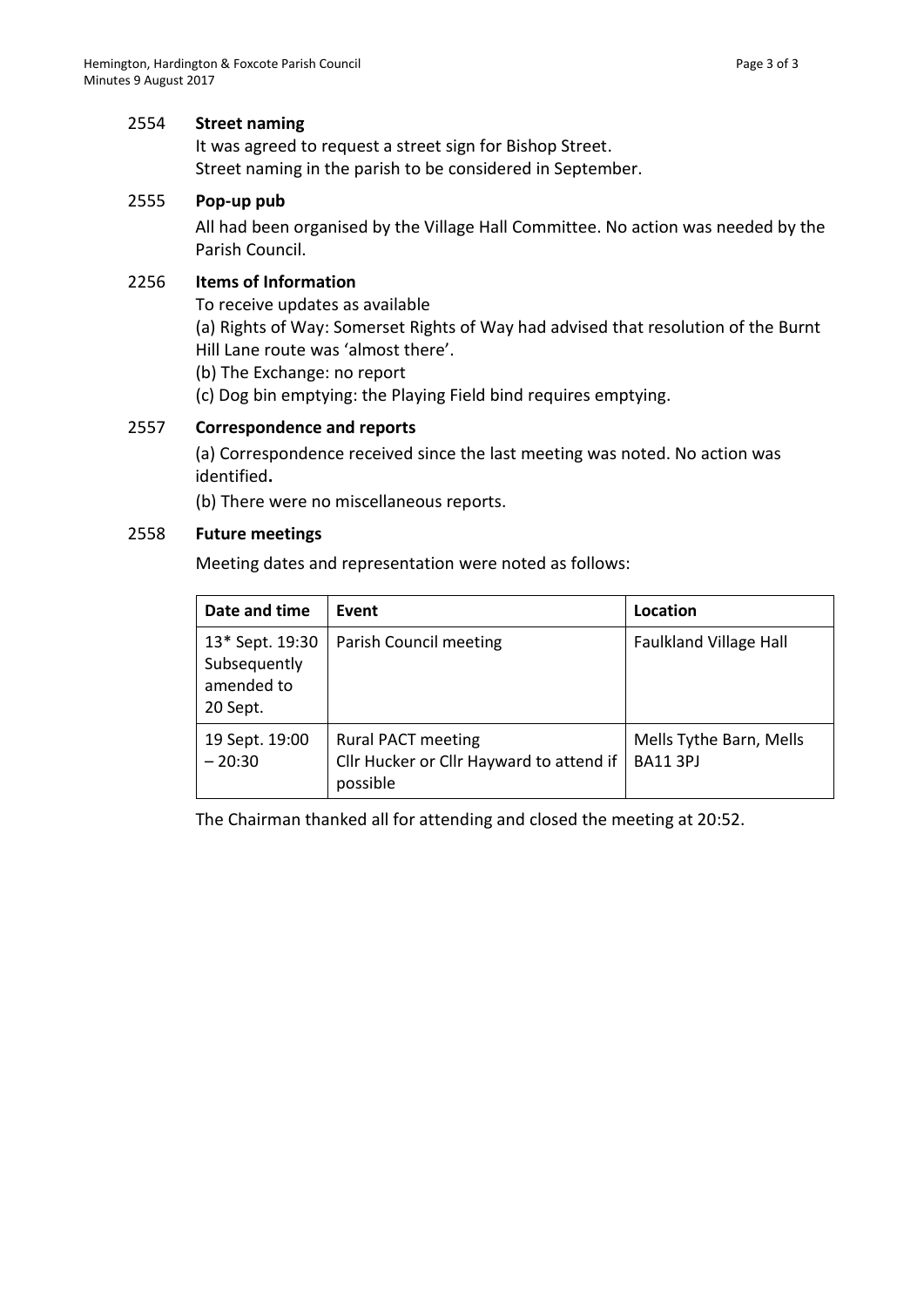2554 **Street naming**

It was agreed to request a street sign for Bishop Street.
Street naming in the parish to be considered in September.

2555 **Pop-up pub**

All had been organised by the Village Hall Committee. No action was needed by the Parish Council.

2256 **Items of Information**

To receive updates as available

(a) Rights of Way: Somerset Rights of Way had advised that resolution of the Burnt Hill Lane route was 'almost there'.

(b) The Exchange: no report

(c) Dog bin emptying: the Playing Field bind requires emptying.

2557 **Correspondence and reports**

(a) Correspondence received since the last meeting was noted. No action was identified**.**

(b) There were no miscellaneous reports.

2558 **Future meetings**

Meeting dates and representation were noted as follows:

| Date and time | Event | Location |
|---|---|---|
| 13* Sept. 19:30 Subsequently amended to 20 Sept. | Parish Council meeting | Faulkland Village Hall |
| 19 Sept. 19:00 – 20:30 | Rural PACT meeting Cllr Hucker or Cllr Hayward to attend if possible | Mells Tythe Barn, Mells BA11 3PJ |

The Chairman thanked all for attending and closed the meeting at 20:52.